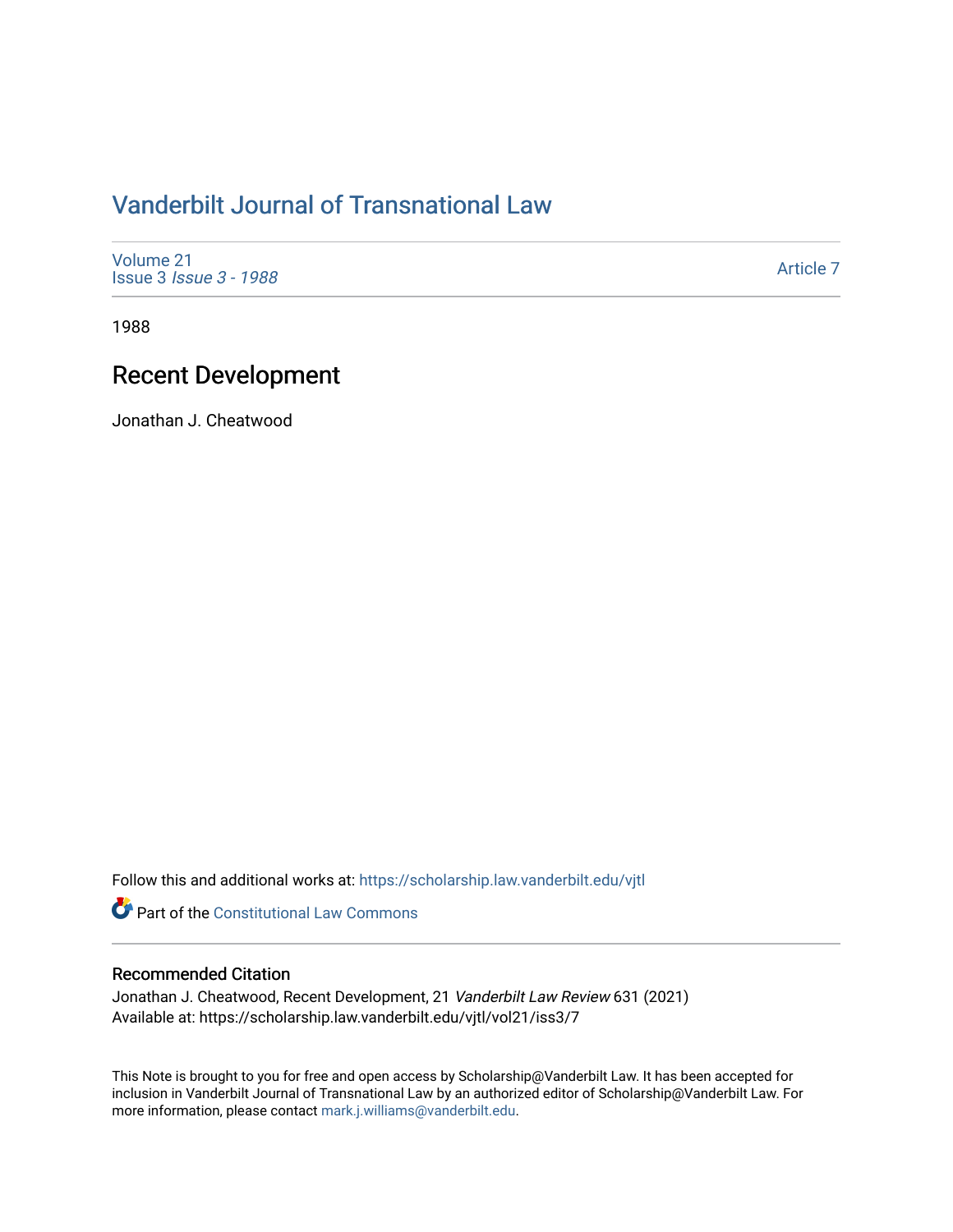# Vanderbilt Journal of Transnational Law

Volume 21
Issue 3 *Issue 3 - 1988*

Article 7

1988

## Recent Development

Jonathan J. Cheatwood

Follow this and additional works at: https://scholarship.law.vanderbilt.edu/vjtl

Part of the Constitutional Law Commons

### Recommended Citation

Jonathan J. Cheatwood, Recent Development, 21 *Vanderbilt Law Review* 631 (2021)
Available at: https://scholarship.law.vanderbilt.edu/vjtl/vol21/iss3/7

This Note is brought to you for free and open access by Scholarship@Vanderbilt Law. It has been accepted for inclusion in Vanderbilt Journal of Transnational Law by an authorized editor of Scholarship@Vanderbilt Law. For more information, please contact mark.j.williams@vanderbilt.edu.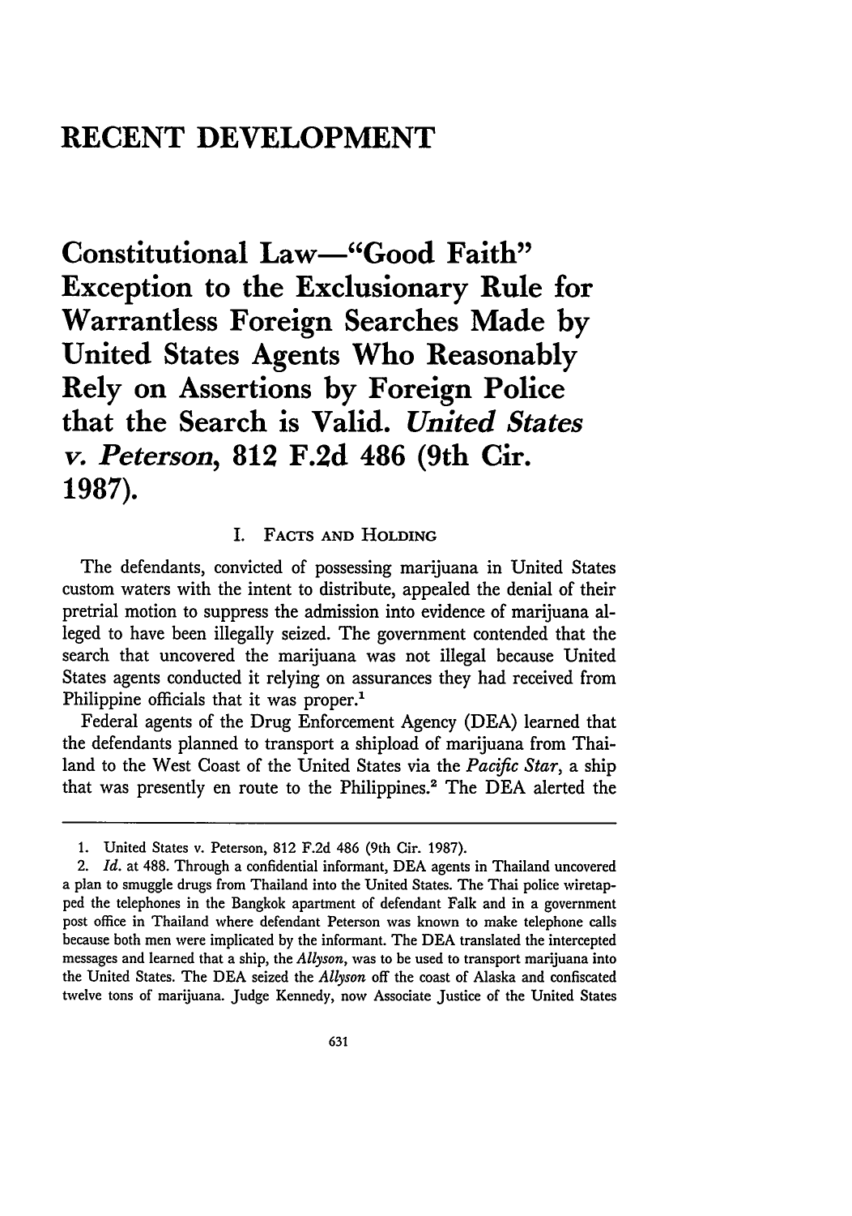# RECENT DEVELOPMENT

## Constitutional Law—"Good Faith" Exception to the Exclusionary Rule for Warrantless Foreign Searches Made by United States Agents Who Reasonably Rely on Assertions by Foreign Police that the Search is Valid. *United States v. Peterson*, 812 F.2d 486 (9th Cir. 1987).

### I. Facts and Holding

The defendants, convicted of possessing marijuana in United States custom waters with the intent to distribute, appealed the denial of their pretrial motion to suppress the admission into evidence of marijuana alleged to have been illegally seized. The government contended that the search that uncovered the marijuana was not illegal because United States agents conducted it relying on assurances they had received from Philippine officials that it was proper.[1]

Federal agents of the Drug Enforcement Agency (DEA) learned that the defendants planned to transport a shipload of marijuana from Thailand to the West Coast of the United States via the *Pacific Star*, a ship that was presently en route to the Philippines.[2] The DEA alerted the

---

1. United States v. Peterson, 812 F.2d 486 (9th Cir. 1987).

2. *Id.* at 488. Through a confidential informant, DEA agents in Thailand uncovered a plan to smuggle drugs from Thailand into the United States. The Thai police wiretapped the telephones in the Bangkok apartment of defendant Falk and in a government post office in Thailand where defendant Peterson was known to make telephone calls because both men were implicated by the informant. The DEA translated the intercepted messages and learned that a ship, the *Allyson*, was to be used to transport marijuana into the United States. The DEA seized the *Allyson* off the coast of Alaska and confiscated twelve tons of marijuana. Judge Kennedy, now Associate Justice of the United States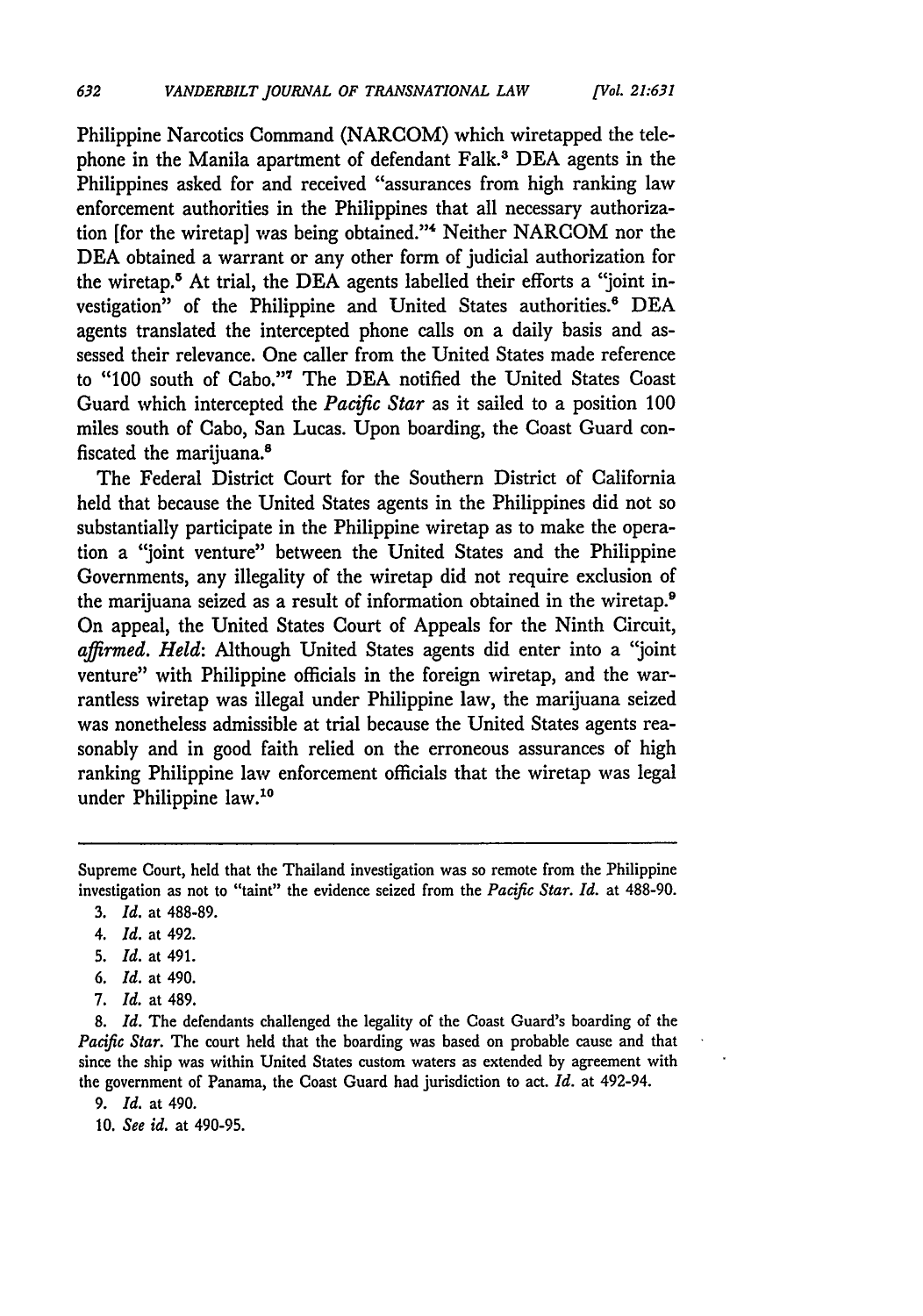Philippine Narcotics Command (NARCOM) which wiretapped the telephone in the Manila apartment of defendant Falk.[3] DEA agents in the Philippines asked for and received "assurances from high ranking law enforcement authorities in the Philippines that all necessary authorization [for the wiretap] was being obtained."[4] Neither NARCOM nor the DEA obtained a warrant or any other form of judicial authorization for the wiretap.[5] At trial, the DEA agents labelled their efforts a "joint investigation" of the Philippine and United States authorities.[6] DEA agents translated the intercepted phone calls on a daily basis and assessed their relevance. One caller from the United States made reference to "100 south of Cabo."[7] The DEA notified the United States Coast Guard which intercepted the *Pacific Star* as it sailed to a position 100 miles south of Cabo, San Lucas. Upon boarding, the Coast Guard confiscated the marijuana.[8]

The Federal District Court for the Southern District of California held that because the United States agents in the Philippines did not so substantially participate in the Philippine wiretap as to make the operation a "joint venture" between the United States and the Philippine Governments, any illegality of the wiretap did not require exclusion of the marijuana seized as a result of information obtained in the wiretap.[9] On appeal, the United States Court of Appeals for the Ninth Circuit, *affirmed. Held*: Although United States agents did enter into a "joint venture" with Philippine officials in the foreign wiretap, and the warrantless wiretap was illegal under Philippine law, the marijuana seized was nonetheless admissible at trial because the United States agents reasonably and in good faith relied on the erroneous assurances of high ranking Philippine law enforcement officials that the wiretap was legal under Philippine law.[10]

---

Supreme Court, held that the Thailand investigation was so remote from the Philippine investigation as not to "taint" the evidence seized from the *Pacific Star*. *Id.* at 488-90.

3. *Id.* at 488-89.
4. *Id.* at 492.
5. *Id.* at 491.
6. *Id.* at 490.
7. *Id.* at 489.
8. *Id.* The defendants challenged the legality of the Coast Guard's boarding of the *Pacific Star*. The court held that the boarding was based on probable cause and that since the ship was within United States custom waters as extended by agreement with the government of Panama, the Coast Guard had jurisdiction to act. *Id.* at 492-94.
9. *Id.* at 490.
10. *See id.* at 490-95.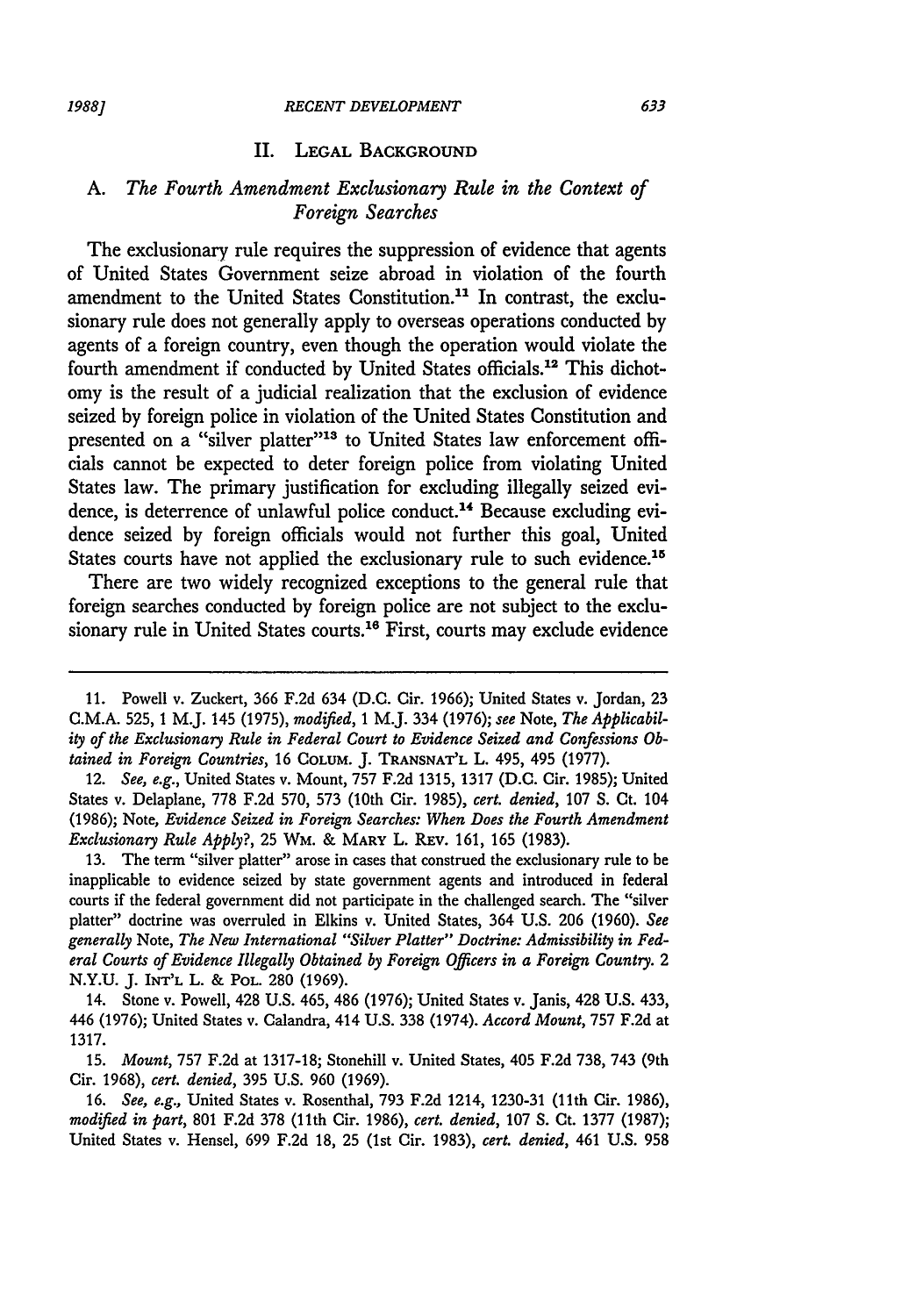## II. Legal Background

### A. *The Fourth Amendment Exclusionary Rule in the Context of Foreign Searches*

The exclusionary rule requires the suppression of evidence that agents of United States Government seize abroad in violation of the fourth amendment to the United States Constitution.[11] In contrast, the exclusionary rule does not generally apply to overseas operations conducted by agents of a foreign country, even though the operation would violate the fourth amendment if conducted by United States officials.[12] This dichotomy is the result of a judicial realization that the exclusion of evidence seized by foreign police in violation of the United States Constitution and presented on a "silver platter"[13] to United States law enforcement officials cannot be expected to deter foreign police from violating United States law. The primary justification for excluding illegally seized evidence, is deterrence of unlawful police conduct.[14] Because excluding evidence seized by foreign officials would not further this goal, United States courts have not applied the exclusionary rule to such evidence.[15]

There are two widely recognized exceptions to the general rule that foreign searches conducted by foreign police are not subject to the exclusionary rule in United States courts.[16] First, courts may exclude evidence

---

11. Powell v. Zuckert, 366 F.2d 634 (D.C. Cir. 1966); United States v. Jordan, 23 C.M.A. 525, 1 M.J. 145 (1975), *modified*, 1 M.J. 334 (1976); *see* Note, *The Applicability of the Exclusionary Rule in Federal Court to Evidence Seized and Confessions Obtained in Foreign Countries*, 16 Colum. J. Transnat'l L. 495, 495 (1977).

12. *See, e.g.*, United States v. Mount, 757 F.2d 1315, 1317 (D.C. Cir. 1985); United States v. Delaplane, 778 F.2d 570, 573 (10th Cir. 1985), *cert. denied*, 107 S. Ct. 104 (1986); Note, *Evidence Seized in Foreign Searches: When Does the Fourth Amendment Exclusionary Rule Apply?*, 25 Wm. & Mary L. Rev. 161, 165 (1983).

13. The term "silver platter" arose in cases that construed the exclusionary rule to be inapplicable to evidence seized by state government agents and introduced in federal courts if the federal government did not participate in the challenged search. The "silver platter" doctrine was overruled in Elkins v. United States, 364 U.S. 206 (1960). *See generally* Note, *The New International "Silver Platter" Doctrine: Admissibility in Federal Courts of Evidence Illegally Obtained by Foreign Officers in a Foreign Country.* 2 N.Y.U. J. Int'l L. & Pol. 280 (1969).

14. Stone v. Powell, 428 U.S. 465, 486 (1976); United States v. Janis, 428 U.S. 433, 446 (1976); United States v. Calandra, 414 U.S. 338 (1974). *Accord Mount*, 757 F.2d at 1317.

15. *Mount*, 757 F.2d at 1317-18; Stonehill v. United States, 405 F.2d 738, 743 (9th Cir. 1968), *cert. denied*, 395 U.S. 960 (1969).

16. *See, e.g.*, United States v. Rosenthal, 793 F.2d 1214, 1230-31 (11th Cir. 1986), *modified in part*, 801 F.2d 378 (11th Cir. 1986), *cert. denied*, 107 S. Ct. 1377 (1987); United States v. Hensel, 699 F.2d 18, 25 (1st Cir. 1983), *cert. denied*, 461 U.S. 958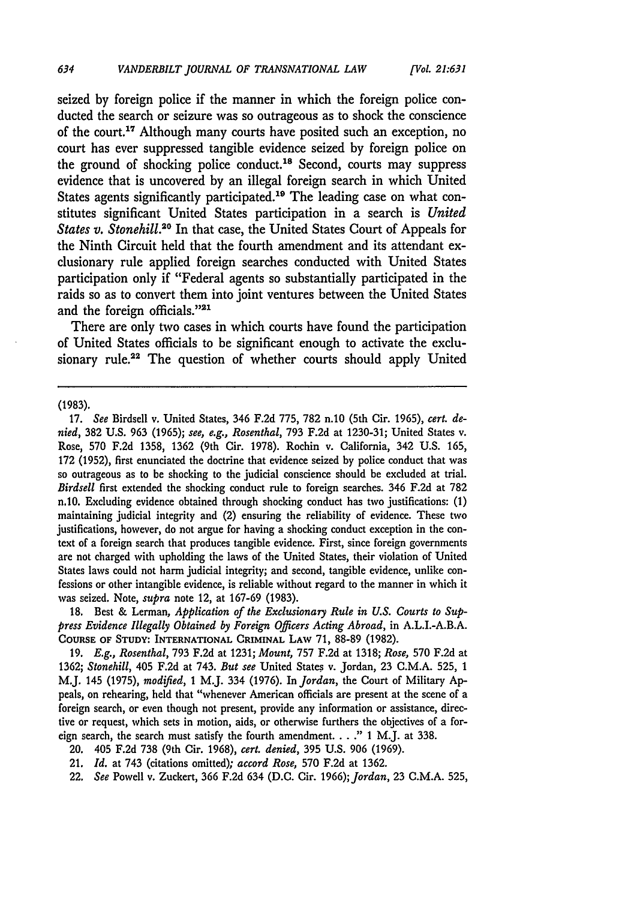seized by foreign police if the manner in which the foreign police conducted the search or seizure was so outrageous as to shock the conscience of the court.[17] Although many courts have posited such an exception, no court has ever suppressed tangible evidence seized by foreign police on the ground of shocking police conduct.[18] Second, courts may suppress evidence that is uncovered by an illegal foreign search in which United States agents significantly participated.[19] The leading case on what constitutes significant United States participation in a search is *United States v. Stonehill*.[20] In that case, the United States Court of Appeals for the Ninth Circuit held that the fourth amendment and its attendant exclusionary rule applied foreign searches conducted with United States participation only if "Federal agents so substantially participated in the raids so as to convert them into joint ventures between the United States and the foreign officials."[21]

There are only two cases in which courts have found the participation of United States officials to be significant enough to activate the exclusionary rule.[22] The question of whether courts should apply United

---

(1983).

17. *See* Birdsell v. United States, 346 F.2d 775, 782 n.10 (5th Cir. 1965), *cert. denied*, 382 U.S. 963 (1965); *see, e.g., Rosenthal*, 793 F.2d at 1230-31; United States v. Rose, 570 F.2d 1358, 1362 (9th Cir. 1978). Rochin v. California, 342 U.S. 165, 172 (1952), first enunciated the doctrine that evidence seized by police conduct that was so outrageous as to be shocking to the judicial conscience should be excluded at trial. *Birdsell* first extended the shocking conduct rule to foreign searches. 346 F.2d at 782 n.10. Excluding evidence obtained through shocking conduct has two justifications: (1) maintaining judicial integrity and (2) ensuring the reliability of evidence. These two justifications, however, do not argue for having a shocking conduct exception in the context of a foreign search that produces tangible evidence. First, since foreign governments are not charged with upholding the laws of the United States, their violation of United States laws could not harm judicial integrity; and second, tangible evidence, unlike confessions or other intangible evidence, is reliable without regard to the manner in which it was seized. Note, *supra* note 12, at 167-69 (1983).

18. Best & Lerman, *Application of the Exclusionary Rule in U.S. Courts to Suppress Evidence Illegally Obtained by Foreign Officers Acting Abroad*, in A.L.I.-A.B.A. COURSE OF STUDY: INTERNATIONAL CRIMINAL LAW 71, 88-89 (1982).

19. *E.g., Rosenthal*, 793 F.2d at 1231; *Mount*, 757 F.2d at 1318; *Rose*, 570 F.2d at 1362; *Stonehill*, 405 F.2d at 743. *But see* United States v. Jordan, 23 C.M.A. 525, 1 M.J. 145 (1975), *modified*, 1 M.J. 334 (1976). In *Jordan*, the Court of Military Appeals, on rehearing, held that "whenever American officials are present at the scene of a foreign search, or even though not present, provide any information or assistance, directive or request, which sets in motion, aids, or otherwise furthers the objectives of a foreign search, the search must satisfy the fourth amendment. . . ." 1 M.J. at 338.

20. 405 F.2d 738 (9th Cir. 1968), *cert. denied*, 395 U.S. 906 (1969).

21. *Id.* at 743 (citations omitted); *accord Rose*, 570 F.2d at 1362.

22. *See* Powell v. Zuckert, 366 F.2d 634 (D.C. Cir. 1966); *Jordan*, 23 C.M.A. 525,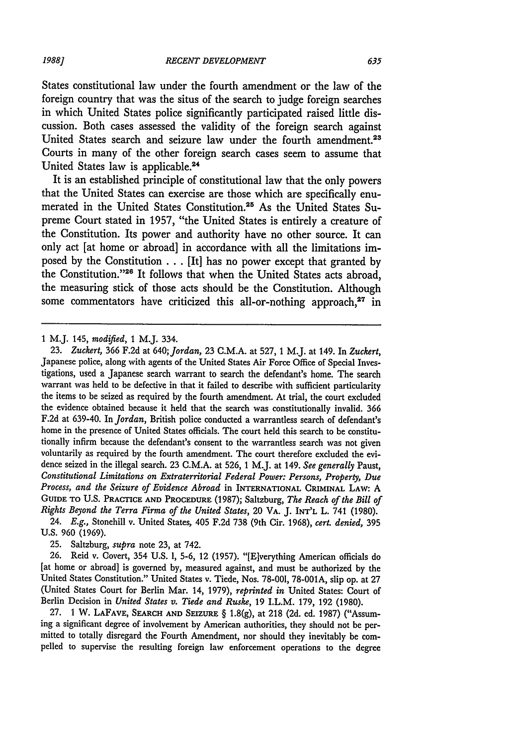States constitutional law under the fourth amendment or the law of the foreign country that was the situs of the search to judge foreign searches in which United States police significantly participated raised little discussion. Both cases assessed the validity of the foreign search against United States search and seizure law under the fourth amendment.[23] Courts in many of the other foreign search cases seem to assume that United States law is applicable.[24]

It is an established principle of constitutional law that the only powers that the United States can exercise are those which are specifically enumerated in the United States Constitution.[25] As the United States Supreme Court stated in 1957, "the United States is entirely a creature of the Constitution. Its power and authority have no other source. It can only act [at home or abroad] in accordance with all the limitations imposed by the Constitution . . . [It] has no power except that granted by the Constitution."[26] It follows that when the United States acts abroad, the measuring stick of those acts should be the Constitution. Although some commentators have criticized this all-or-nothing approach,[27] in

---

1 M.J. 145, *modified*, 1 M.J. 334.

23. *Zuckert*, 366 F.2d at 640; *Jordan*, 23 C.M.A. at 527, 1 M.J. at 149. In *Zuckert*, Japanese police, along with agents of the United States Air Force Office of Special Investigations, used a Japanese search warrant to search the defendant's home. The search warrant was held to be defective in that it failed to describe with sufficient particularity the items to be seized as required by the fourth amendment. At trial, the court excluded the evidence obtained because it held that the search was constitutionally invalid. 366 F.2d at 639-40. In *Jordan*, British police conducted a warrantless search of defendant's home in the presence of United States officials. The court held this search to be constitutionally infirm because the defendant's consent to the warrantless search was not given voluntarily as required by the fourth amendment. The court therefore excluded the evidence seized in the illegal search. 23 C.M.A. at 526, 1 M.J. at 149. *See generally* Paust, *Constitutional Limitations on Extraterritorial Federal Power: Persons, Property, Due Process, and the Seizure of Evidence Abroad* in INTERNATIONAL CRIMINAL LAW: A GUIDE TO U.S. PRACTICE AND PROCEDURE (1987); Saltzburg, *The Reach of the Bill of Rights Beyond the Terra Firma of the United States*, 20 VA. J. INT'L L. 741 (1980).

24. *E.g.*, Stonehill v. United States, 405 F.2d 738 (9th Cir. 1968), *cert. denied*, 395 U.S. 960 (1969).

25. Saltzburg, *supra* note 23, at 742.

26. Reid v. Covert, 354 U.S. 1, 5-6, 12 (1957). "[E]verything American officials do [at home or abroad] is governed by, measured against, and must be authorized by the United States Constitution." United States v. Tiede, Nos. 78-001, 78-001A, slip op. at 27 (United States Court for Berlin Mar. 14, 1979), *reprinted in* United States: Court of Berlin Decision in *United States v. Tiede and Ruske*, 19 I.L.M. 179, 192 (1980).

27. 1 W. LAFAVE, SEARCH AND SEIZURE § 1.8(g), at 218 (2d. ed. 1987) ("Assuming a significant degree of involvement by American authorities, they should not be permitted to totally disregard the Fourth Amendment, nor should they inevitably be compelled to supervise the resulting foreign law enforcement operations to the degree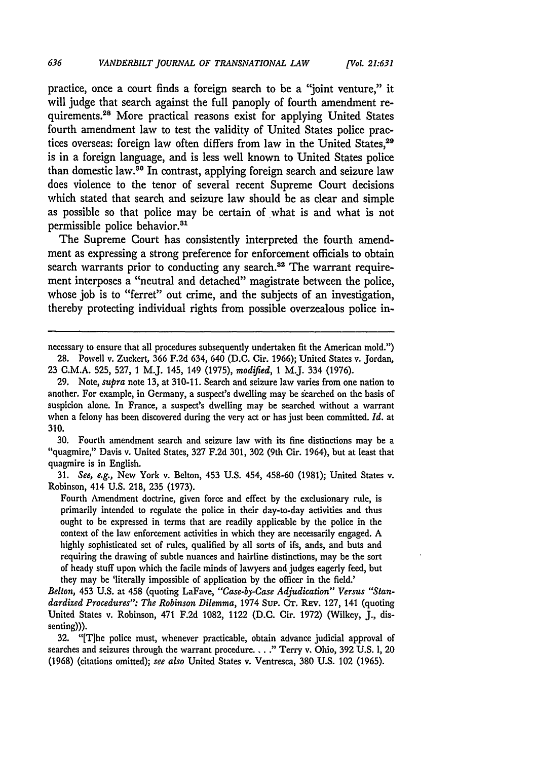practice, once a court finds a foreign search to be a "joint venture," it will judge that search against the full panoply of fourth amendment requirements.[28] More practical reasons exist for applying United States fourth amendment law to test the validity of United States police practices overseas: foreign law often differs from law in the United States,[29] is in a foreign language, and is less well known to United States police than domestic law.[30] In contrast, applying foreign search and seizure law does violence to the tenor of several recent Supreme Court decisions which stated that search and seizure law should be as clear and simple as possible so that police may be certain of what is and what is not permissible police behavior.[31]

The Supreme Court has consistently interpreted the fourth amendment as expressing a strong preference for enforcement officials to obtain search warrants prior to conducting any search.[32] The warrant requirement interposes a "neutral and detached" magistrate between the police, whose job is to "ferret" out crime, and the subjects of an investigation, thereby protecting individual rights from possible overzealous police in-

---

necessary to ensure that all procedures subsequently undertaken fit the American mold.")

28. Powell v. Zuckert, 366 F.2d 634, 640 (D.C. Cir. 1966); United States v. Jordan, 23 C.M.A. 525, 527, 1 M.J. 145, 149 (1975), *modified*, 1 M.J. 334 (1976).

29. Note, *supra* note 13, at 310-11. Search and seizure law varies from one nation to another. For example, in Germany, a suspect's dwelling may be searched on the basis of suspicion alone. In France, a suspect's dwelling may be searched without a warrant when a felony has been discovered during the very act or has just been committed. *Id.* at 310.

30. Fourth amendment search and seizure law with its fine distinctions may be a "quagmire," Davis v. United States, 327 F.2d 301, 302 (9th Cir. 1964), but at least that quagmire is in English.

31. *See, e.g.*, New York v. Belton, 453 U.S. 454, 458-60 (1981); United States v. Robinson, 414 U.S. 218, 235 (1973).

> Fourth Amendment doctrine, given force and effect by the exclusionary rule, is primarily intended to regulate the police in their day-to-day activities and thus ought to be expressed in terms that are readily applicable by the police in the context of the law enforcement activities in which they are necessarily engaged. A highly sophisticated set of rules, qualified by all sorts of ifs, ands, and buts and requiring the drawing of subtle nuances and hairline distinctions, may be the sort of heady stuff upon which the facile minds of lawyers and judges eagerly feed, but they may be 'literally impossible of application by the officer in the field.'

*Belton*, 453 U.S. at 458 (quoting LaFave, *"Case-by-Case Adjudication" Versus "Standardized Procedures": The Robinson Dilemma*, 1974 SUP. CT. REV. 127, 141 (quoting United States v. Robinson, 471 F.2d 1082, 1122 (D.C. Cir. 1972) (Wilkey, J., dissenting))).

32. "[T]he police must, whenever practicable, obtain advance judicial approval of searches and seizures through the warrant procedure. . . ." Terry v. Ohio, 392 U.S. 1, 20 (1968) (citations omitted); *see also* United States v. Ventresca, 380 U.S. 102 (1965).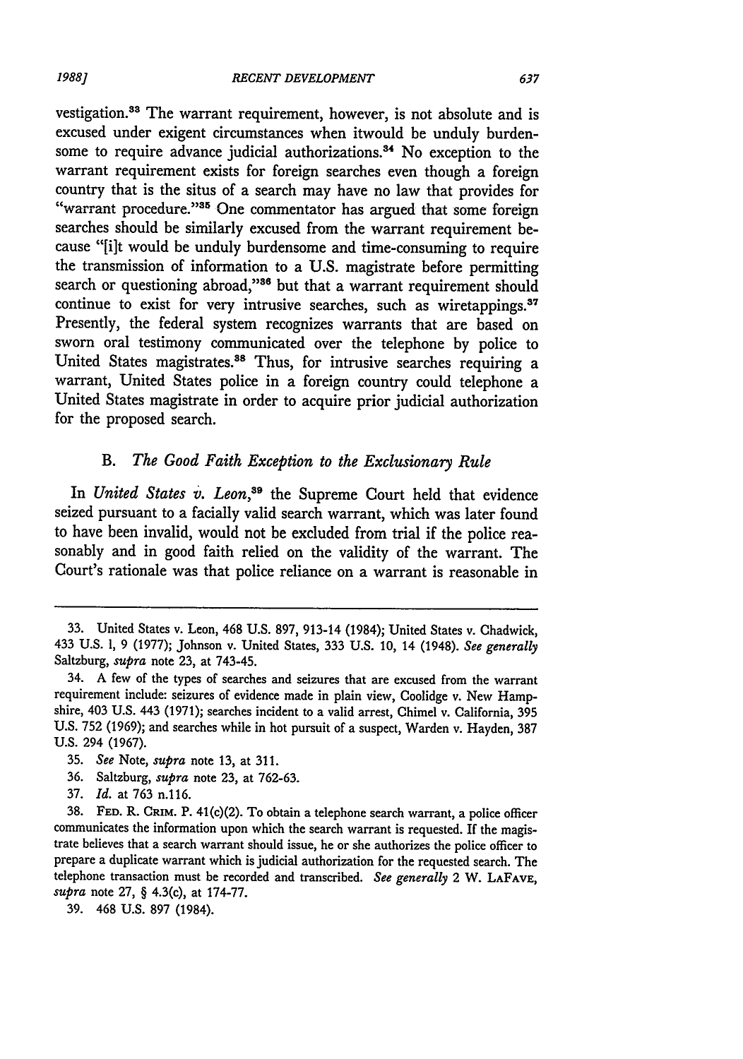vestigation.[33] The warrant requirement, however, is not absolute and is excused under exigent circumstances when itwould be unduly burdensome to require advance judicial authorizations.[34] No exception to the warrant requirement exists for foreign searches even though a foreign country that is the situs of a search may have no law that provides for "warrant procedure."[35] One commentator has argued that some foreign searches should be similarly excused from the warrant requirement because "[i]t would be unduly burdensome and time-consuming to require the transmission of information to a U.S. magistrate before permitting search or questioning abroad,"[36] but that a warrant requirement should continue to exist for very intrusive searches, such as wiretappings.[37] Presently, the federal system recognizes warrants that are based on sworn oral testimony communicated over the telephone by police to United States magistrates.[38] Thus, for intrusive searches requiring a warrant, United States police in a foreign country could telephone a United States magistrate in order to acquire prior judicial authorization for the proposed search.

### B. *The Good Faith Exception to the Exclusionary Rule*

In *United States v. Leon*,[39] the Supreme Court held that evidence seized pursuant to a facially valid search warrant, which was later found to have been invalid, would not be excluded from trial if the police reasonably and in good faith relied on the validity of the warrant. The Court's rationale was that police reliance on a warrant is reasonable in

---

33. United States v. Leon, 468 U.S. 897, 913-14 (1984); United States v. Chadwick, 433 U.S. 1, 9 (1977); Johnson v. United States, 333 U.S. 10, 14 (1948). *See generally* Saltzburg, *supra* note 23, at 743-45.

34. A few of the types of searches and seizures that are excused from the warrant requirement include: seizures of evidence made in plain view, Coolidge v. New Hampshire, 403 U.S. 443 (1971); searches incident to a valid arrest, Chimel v. California, 395 U.S. 752 (1969); and searches while in hot pursuit of a suspect, Warden v. Hayden, 387 U.S. 294 (1967).

35. *See* Note, *supra* note 13, at 311.

36. Saltzburg, *supra* note 23, at 762-63.

37. *Id.* at 763 n.116.

38. FED. R. CRIM. P. 41(c)(2). To obtain a telephone search warrant, a police officer communicates the information upon which the search warrant is requested. If the magistrate believes that a search warrant should issue, he or she authorizes the police officer to prepare a duplicate warrant which is judicial authorization for the requested search. The telephone transaction must be recorded and transcribed. *See generally* 2 W. LAFAVE, *supra* note 27, § 4.3(c), at 174-77.

39. 468 U.S. 897 (1984).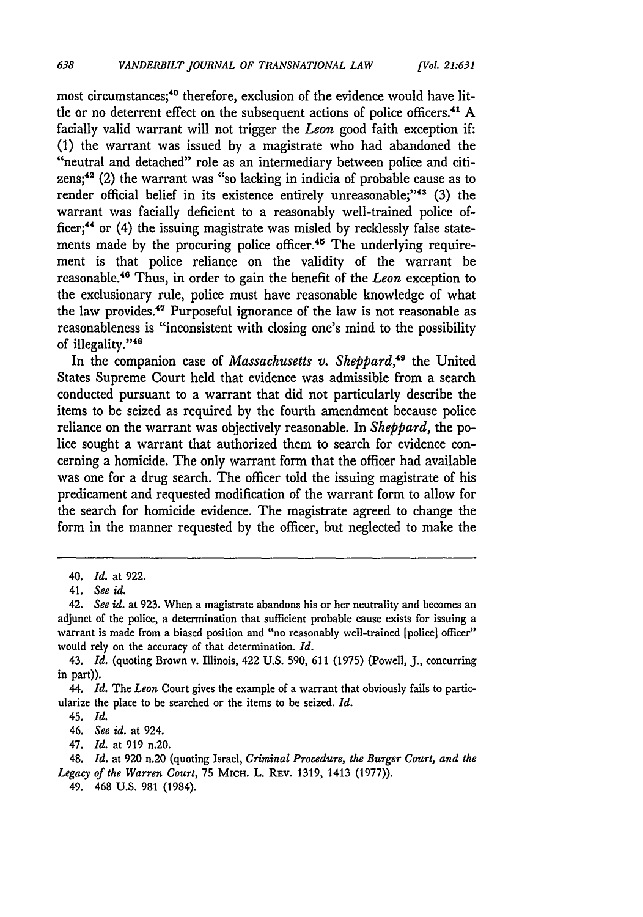most circumstances;[40] therefore, exclusion of the evidence would have little or no deterrent effect on the subsequent actions of police officers.[41] A facially valid warrant will not trigger the *Leon* good faith exception if: (1) the warrant was issued by a magistrate who had abandoned the "neutral and detached" role as an intermediary between police and citizens;[42] (2) the warrant was "so lacking in indicia of probable cause as to render official belief in its existence entirely unreasonable;"[43] (3) the warrant was facially deficient to a reasonably well-trained police officer;[44] or (4) the issuing magistrate was misled by recklessly false statements made by the procuring police officer.[45] The underlying requirement is that police reliance on the validity of the warrant be reasonable.[46] Thus, in order to gain the benefit of the *Leon* exception to the exclusionary rule, police must have reasonable knowledge of what the law provides.[47] Purposeful ignorance of the law is not reasonable as reasonableness is "inconsistent with closing one's mind to the possibility of illegality."[48]

In the companion case of *Massachusetts v. Sheppard*,[49] the United States Supreme Court held that evidence was admissible from a search conducted pursuant to a warrant that did not particularly describe the items to be seized as required by the fourth amendment because police reliance on the warrant was objectively reasonable. In *Sheppard*, the police sought a warrant that authorized them to search for evidence concerning a homicide. The only warrant form that the officer had available was one for a drug search. The officer told the issuing magistrate of his predicament and requested modification of the warrant form to allow for the search for homicide evidence. The magistrate agreed to change the form in the manner requested by the officer, but neglected to make the

---

40. *Id.* at 922.

41. *See id.*

42. *See id.* at 923. When a magistrate abandons his or her neutrality and becomes an adjunct of the police, a determination that sufficient probable cause exists for issuing a warrant is made from a biased position and "no reasonably well-trained [police] officer" would rely on the accuracy of that determination. *Id.*

43. *Id.* (quoting Brown v. Illinois, 422 U.S. 590, 611 (1975) (Powell, J., concurring in part)).

44. *Id.* The *Leon* Court gives the example of a warrant that obviously fails to particularize the place to be searched or the items to be seized. *Id.*

45. *Id.*

46. *See id.* at 924.

47. *Id.* at 919 n.20.

48. *Id.* at 920 n.20 (quoting Israel, *Criminal Procedure, the Burger Court, and the Legacy of the Warren Court*, 75 MICH. L. REV. 1319, 1413 (1977)).

49. 468 U.S. 981 (1984).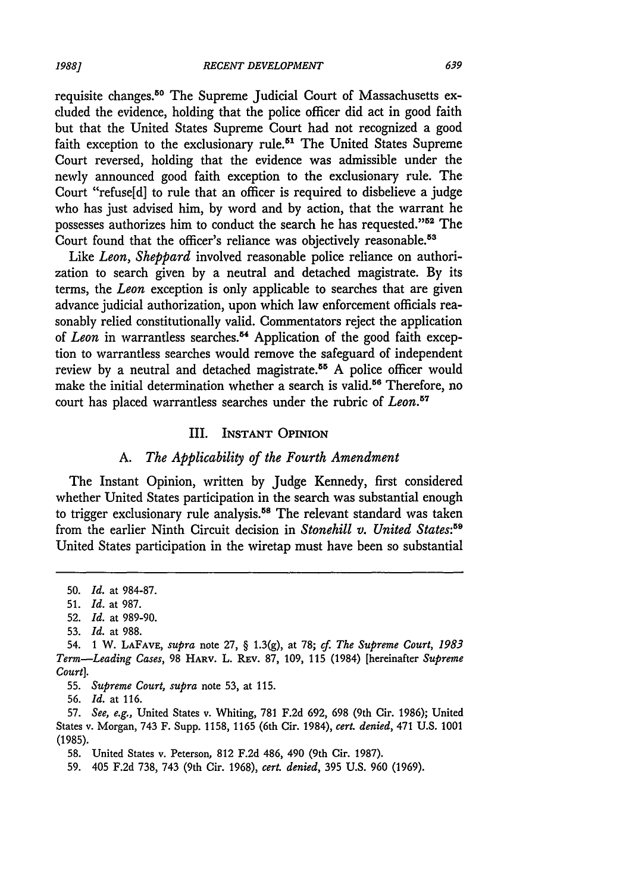requisite changes.[50] The Supreme Judicial Court of Massachusetts excluded the evidence, holding that the police officer did act in good faith but that the United States Supreme Court had not recognized a good faith exception to the exclusionary rule.[51] The United States Supreme Court reversed, holding that the evidence was admissible under the newly announced good faith exception to the exclusionary rule. The Court "refuse[d] to rule that an officer is required to disbelieve a judge who has just advised him, by word and by action, that the warrant he possesses authorizes him to conduct the search he has requested."[52] The Court found that the officer's reliance was objectively reasonable.[53]

Like *Leon*, *Sheppard* involved reasonable police reliance on authorization to search given by a neutral and detached magistrate. By its terms, the *Leon* exception is only applicable to searches that are given advance judicial authorization, upon which law enforcement officials reasonably relied constitutionally valid. Commentators reject the application of *Leon* in warrantless searches.[54] Application of the good faith exception to warrantless searches would remove the safeguard of independent review by a neutral and detached magistrate.[55] A police officer would make the initial determination whether a search is valid.[56] Therefore, no court has placed warrantless searches under the rubric of *Leon*.[57]

## III. Instant Opinion

### A. *The Applicability of the Fourth Amendment*

The Instant Opinion, written by Judge Kennedy, first considered whether United States participation in the search was substantial enough to trigger exclusionary rule analysis.[58] The relevant standard was taken from the earlier Ninth Circuit decision in *Stonehill v. United States*:[59] United States participation in the wiretap must have been so substantial

---

50. *Id.* at 984-87.

51. *Id.* at 987.

52. *Id.* at 989-90.

53. *Id.* at 988.

54. 1 W. LaFave, *supra* note 27, § 1.3(g), at 78; *cf. The Supreme Court, 1983 Term—Leading Cases*, 98 Harv. L. Rev. 87, 109, 115 (1984) [hereinafter *Supreme Court*].

55. *Supreme Court*, *supra* note 53, at 115.

56. *Id.* at 116.

57. *See, e.g.*, United States v. Whiting, 781 F.2d 692, 698 (9th Cir. 1986); United States v. Morgan, 743 F. Supp. 1158, 1165 (6th Cir. 1984), *cert. denied*, 471 U.S. 1001 (1985).

58. United States v. Peterson, 812 F.2d 486, 490 (9th Cir. 1987).

59. 405 F.2d 738, 743 (9th Cir. 1968), *cert. denied*, 395 U.S. 960 (1969).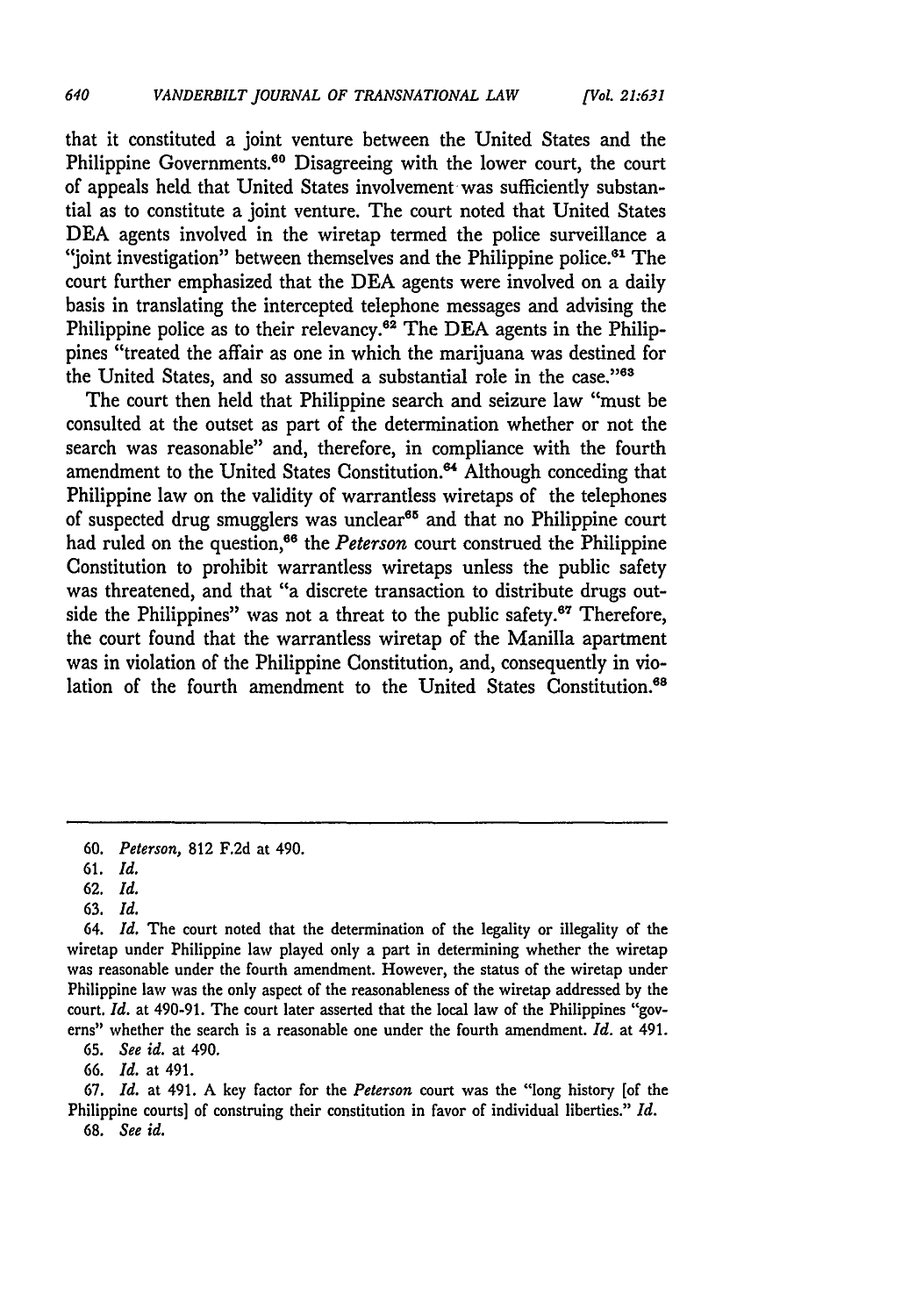that it constituted a joint venture between the United States and the Philippine Governments.[60] Disagreeing with the lower court, the court of appeals held that United States involvement was sufficiently substantial as to constitute a joint venture. The court noted that United States DEA agents involved in the wiretap termed the police surveillance a "joint investigation" between themselves and the Philippine police.[61] The court further emphasized that the DEA agents were involved on a daily basis in translating the intercepted telephone messages and advising the Philippine police as to their relevancy.[62] The DEA agents in the Philippines "treated the affair as one in which the marijuana was destined for the United States, and so assumed a substantial role in the case."[63]

The court then held that Philippine search and seizure law "must be consulted at the outset as part of the determination whether or not the search was reasonable" and, therefore, in compliance with the fourth amendment to the United States Constitution.[64] Although conceding that Philippine law on the validity of warrantless wiretaps of the telephones of suspected drug smugglers was unclear[65] and that no Philippine court had ruled on the question,[66] the *Peterson* court construed the Philippine Constitution to prohibit warrantless wiretaps unless the public safety was threatened, and that "a discrete transaction to distribute drugs outside the Philippines" was not a threat to the public safety.[67] Therefore, the court found that the warrantless wiretap of the Manilla apartment was in violation of the Philippine Constitution, and, consequently in violation of the fourth amendment to the United States Constitution.[68]

---

60. *Peterson,* 812 F.2d at 490.

61. *Id.*

62. *Id.*

63. *Id.*

64. *Id.* The court noted that the determination of the legality or illegality of the wiretap under Philippine law played only a part in determining whether the wiretap was reasonable under the fourth amendment. However, the status of the wiretap under Philippine law was the only aspect of the reasonableness of the wiretap addressed by the court. *Id.* at 490-91. The court later asserted that the local law of the Philippines "governs" whether the search is a reasonable one under the fourth amendment. *Id.* at 491.

65. *See id.* at 490.

66. *Id.* at 491.

67. *Id.* at 491. A key factor for the *Peterson* court was the "long history [of the Philippine courts] of construing their constitution in favor of individual liberties." *Id.*

68. *See id.*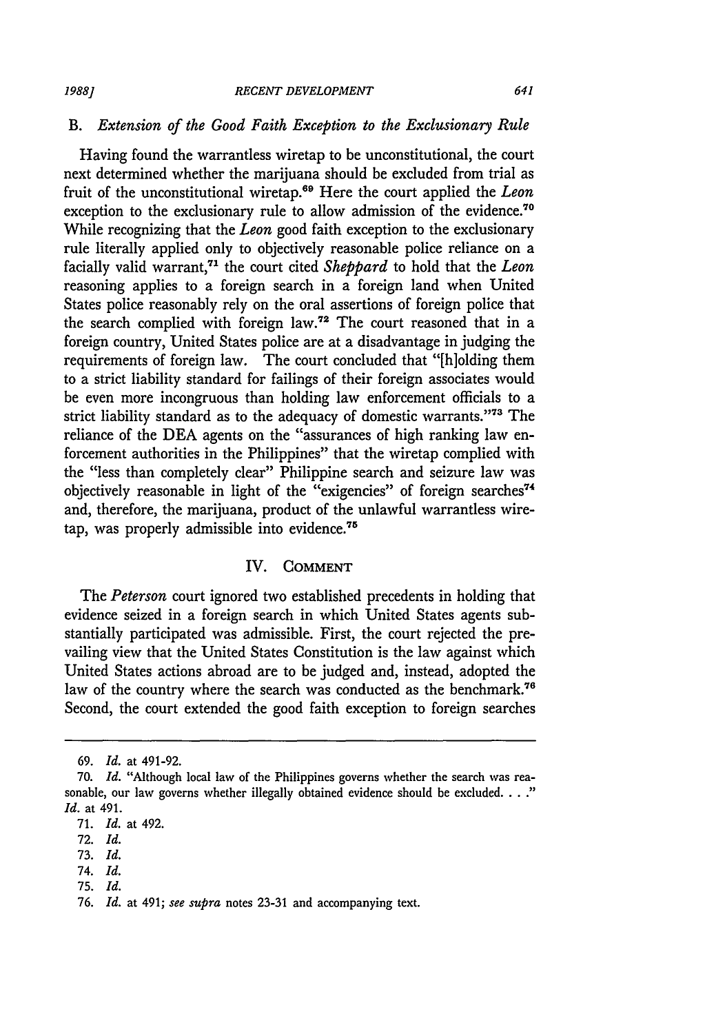### B. *Extension of the Good Faith Exception to the Exclusionary Rule*

Having found the warrantless wiretap to be unconstitutional, the court next determined whether the marijuana should be excluded from trial as fruit of the unconstitutional wiretap.[69] Here the court applied the *Leon* exception to the exclusionary rule to allow admission of the evidence.[70] While recognizing that the *Leon* good faith exception to the exclusionary rule literally applied only to objectively reasonable police reliance on a facially valid warrant,[71] the court cited *Sheppard* to hold that the *Leon* reasoning applies to a foreign search in a foreign land when United States police reasonably rely on the oral assertions of foreign police that the search complied with foreign law.[72] The court reasoned that in a foreign country, United States police are at a disadvantage in judging the requirements of foreign law. The court concluded that "[h]olding them to a strict liability standard for failings of their foreign associates would be even more incongruous than holding law enforcement officials to a strict liability standard as to the adequacy of domestic warrants."[73] The reliance of the DEA agents on the "assurances of high ranking law enforcement authorities in the Philippines" that the wiretap complied with the "less than completely clear" Philippine search and seizure law was objectively reasonable in light of the "exigencies" of foreign searches[74] and, therefore, the marijuana, product of the unlawful warrantless wiretap, was properly admissible into evidence.[75]

## IV. Comment

The *Peterson* court ignored two established precedents in holding that evidence seized in a foreign search in which United States agents substantially participated was admissible. First, the court rejected the prevailing view that the United States Constitution is the law against which United States actions abroad are to be judged and, instead, adopted the law of the country where the search was conducted as the benchmark.[76] Second, the court extended the good faith exception to foreign searches

---

69. *Id.* at 491-92.

70. *Id.* "Although local law of the Philippines governs whether the search was reasonable, our law governs whether illegally obtained evidence should be excluded. . . ." *Id.* at 491.

71. *Id.* at 492.

72. *Id.*

73. *Id.*

74. *Id.*

75. *Id.*

76. *Id.* at 491; *see supra* notes 23-31 and accompanying text.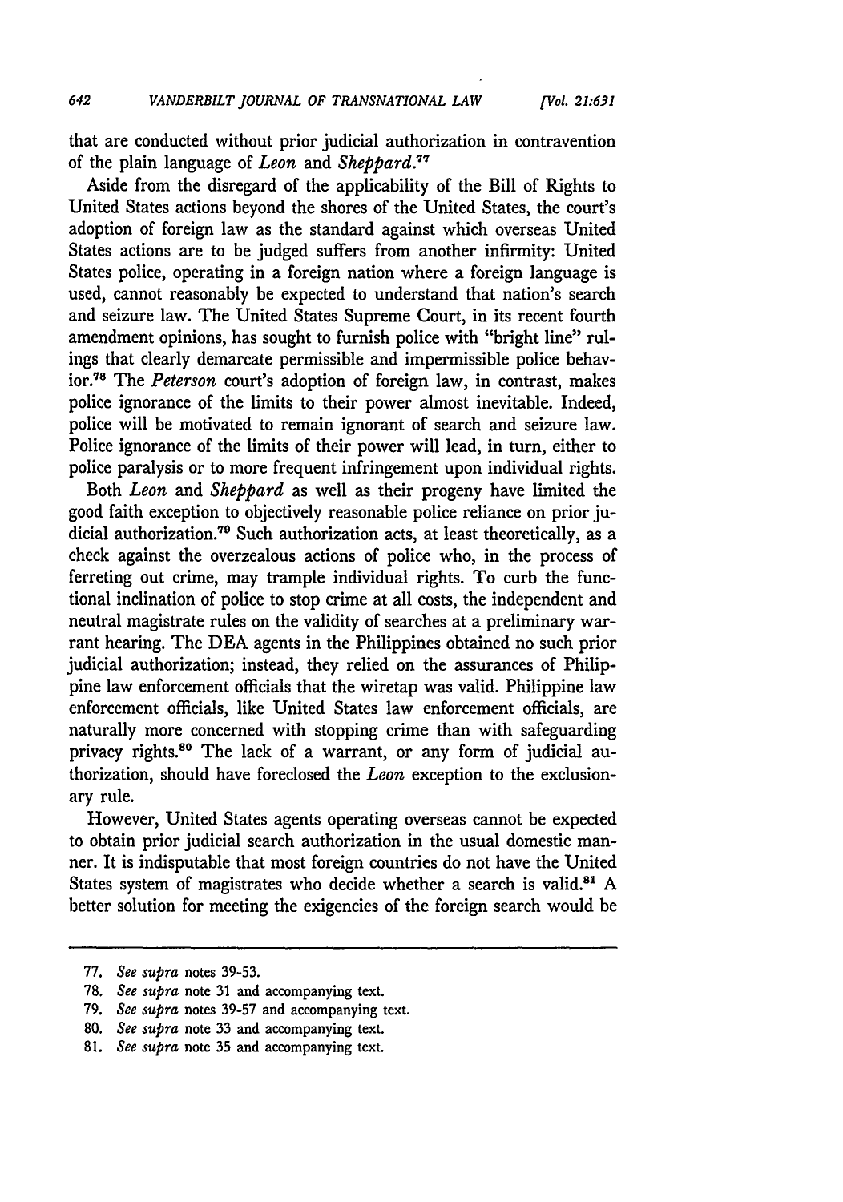that are conducted without prior judicial authorization in contravention of the plain language of *Leon* and *Sheppard*.[77]

Aside from the disregard of the applicability of the Bill of Rights to United States actions beyond the shores of the United States, the court's adoption of foreign law as the standard against which overseas United States actions are to be judged suffers from another infirmity: United States police, operating in a foreign nation where a foreign language is used, cannot reasonably be expected to understand that nation's search and seizure law. The United States Supreme Court, in its recent fourth amendment opinions, has sought to furnish police with "bright line" rulings that clearly demarcate permissible and impermissible police behavior.[78] The *Peterson* court's adoption of foreign law, in contrast, makes police ignorance of the limits to their power almost inevitable. Indeed, police will be motivated to remain ignorant of search and seizure law. Police ignorance of the limits of their power will lead, in turn, either to police paralysis or to more frequent infringement upon individual rights.

Both *Leon* and *Sheppard* as well as their progeny have limited the good faith exception to objectively reasonable police reliance on prior judicial authorization.[79] Such authorization acts, at least theoretically, as a check against the overzealous actions of police who, in the process of ferreting out crime, may trample individual rights. To curb the functional inclination of police to stop crime at all costs, the independent and neutral magistrate rules on the validity of searches at a preliminary warrant hearing. The DEA agents in the Philippines obtained no such prior judicial authorization; instead, they relied on the assurances of Philippine law enforcement officials that the wiretap was valid. Philippine law enforcement officials, like United States law enforcement officials, are naturally more concerned with stopping crime than with safeguarding privacy rights.[80] The lack of a warrant, or any form of judicial authorization, should have foreclosed the *Leon* exception to the exclusionary rule.

However, United States agents operating overseas cannot be expected to obtain prior judicial search authorization in the usual domestic manner. It is indisputable that most foreign countries do not have the United States system of magistrates who decide whether a search is valid.[81] A better solution for meeting the exigencies of the foreign search would be

---

77. *See supra* notes 39-53.
78. *See supra* note 31 and accompanying text.
79. *See supra* notes 39-57 and accompanying text.
80. *See supra* note 33 and accompanying text.
81. *See supra* note 35 and accompanying text.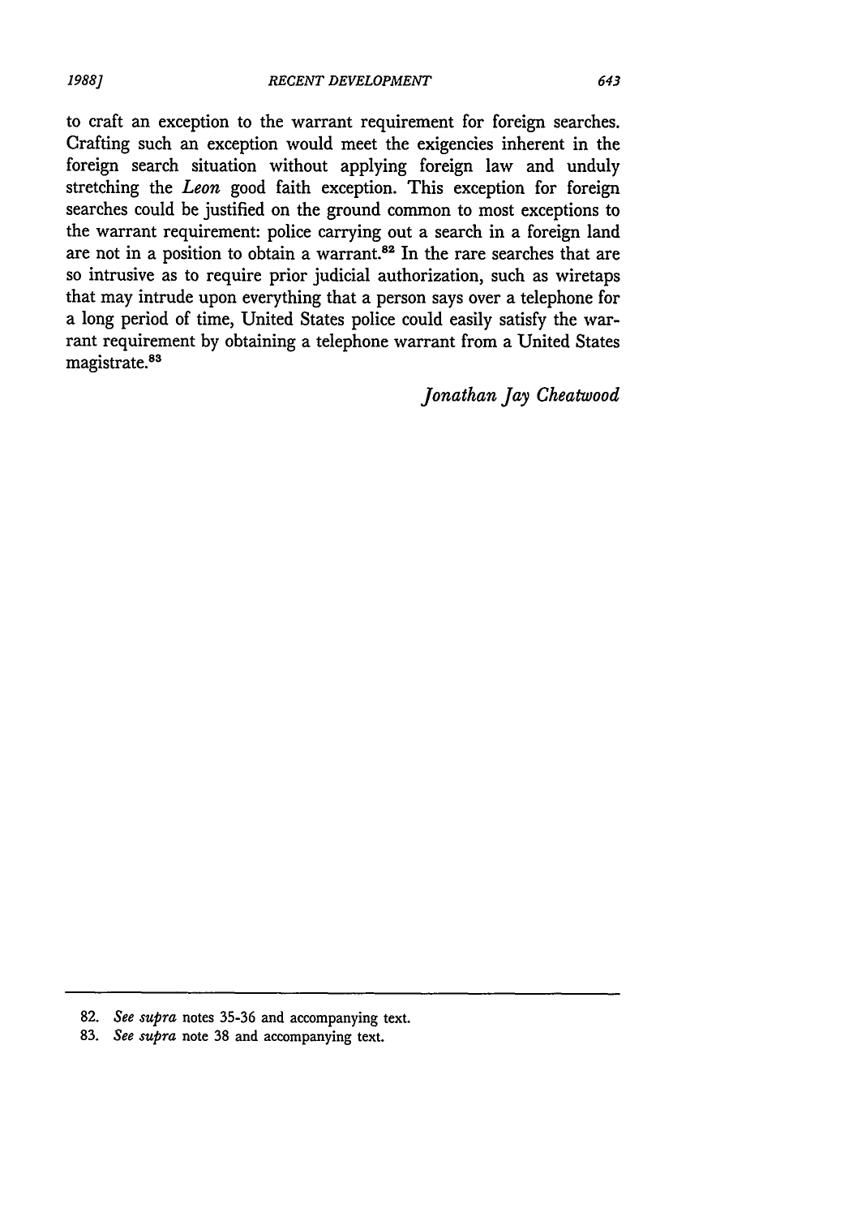to craft an exception to the warrant requirement for foreign searches. Crafting such an exception would meet the exigencies inherent in the foreign search situation without applying foreign law and unduly stretching the *Leon* good faith exception. This exception for foreign searches could be justified on the ground common to most exceptions to the warrant requirement: police carrying out a search in a foreign land are not in a position to obtain a warrant.[82] In the rare searches that are so intrusive as to require prior judicial authorization, such as wiretaps that may intrude upon everything that a person says over a telephone for a long period of time, United States police could easily satisfy the warrant requirement by obtaining a telephone warrant from a United States magistrate.[83]

*Jonathan Jay Cheatwood*

---

82. *See supra* notes 35-36 and accompanying text.

83. *See supra* note 38 and accompanying text.